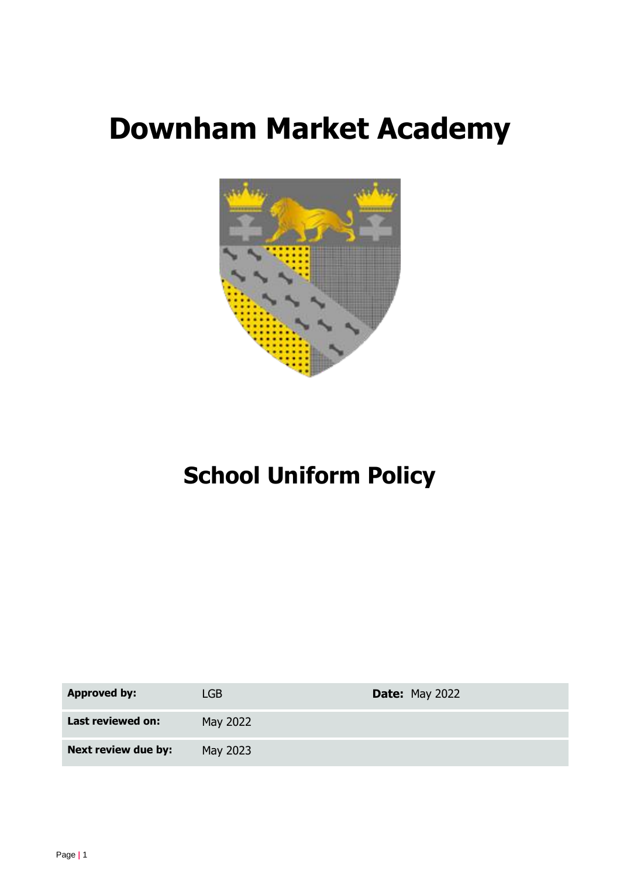# Downham Market Academy

# School Uniform Policy

| | | | |
|---|---|---|---|
| **Approved by:** | LGB | **Date:** May 2022 | |
| **Last reviewed on:** | May 2022 | | |
| **Next review due by:** | May 2023 | | |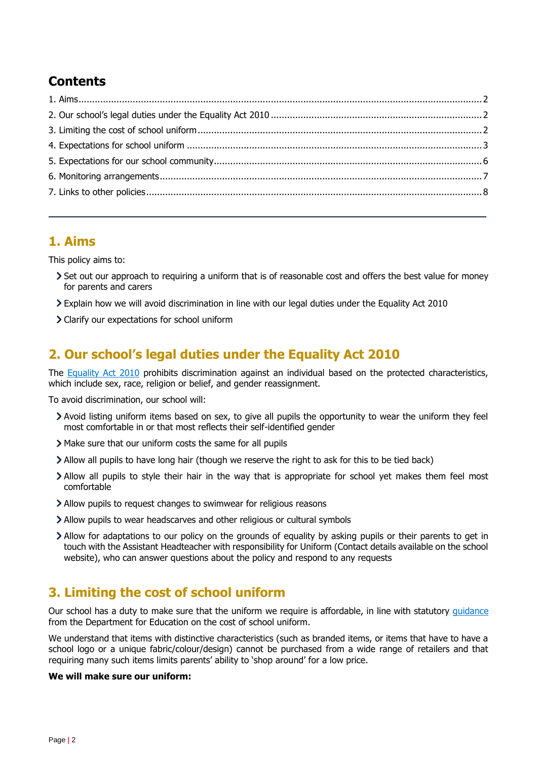## Contents

1. Aims .......... 2
2. Our school's legal duties under the Equality Act 2010 .......... 2
3. Limiting the cost of school uniform .......... 2
4. Expectations for school uniform .......... 3
5. Expectations for our school community .......... 6
6. Monitoring arrangements .......... 7
7. Links to other policies .......... 8

---

## 1. Aims

This policy aims to:

- Set out our approach to requiring a uniform that is of reasonable cost and offers the best value for money for parents and carers
- Explain how we will avoid discrimination in line with our legal duties under the Equality Act 2010
- Clarify our expectations for school uniform

## 2. Our school's legal duties under the Equality Act 2010

The [Equality Act 2010](https://www.legislation.gov.uk/ukpga/2010/15/contents) prohibits discrimination against an individual based on the protected characteristics, which include sex, race, religion or belief, and gender reassignment.

To avoid discrimination, our school will:

- Avoid listing uniform items based on sex, to give all pupils the opportunity to wear the uniform they feel most comfortable in or that most reflects their self-identified gender
- Make sure that our uniform costs the same for all pupils
- Allow all pupils to have long hair (though we reserve the right to ask for this to be tied back)
- Allow all pupils to style their hair in the way that is appropriate for school yet makes them feel most comfortable
- Allow pupils to request changes to swimwear for religious reasons
- Allow pupils to wear headscarves and other religious or cultural symbols
- Allow for adaptations to our policy on the grounds of equality by asking pupils or their parents to get in touch with the Assistant Headteacher with responsibility for Uniform (Contact details available on the school website), who can answer questions about the policy and respond to any requests

## 3. Limiting the cost of school uniform

Our school has a duty to make sure that the uniform we require is affordable, in line with statutory guidance from the Department for Education on the cost of school uniform.

We understand that items with distinctive characteristics (such as branded items, or items that have to have a school logo or a unique fabric/colour/design) cannot be purchased from a wide range of retailers and that requiring many such items limits parents' ability to 'shop around' for a low price.

**We will make sure our uniform:**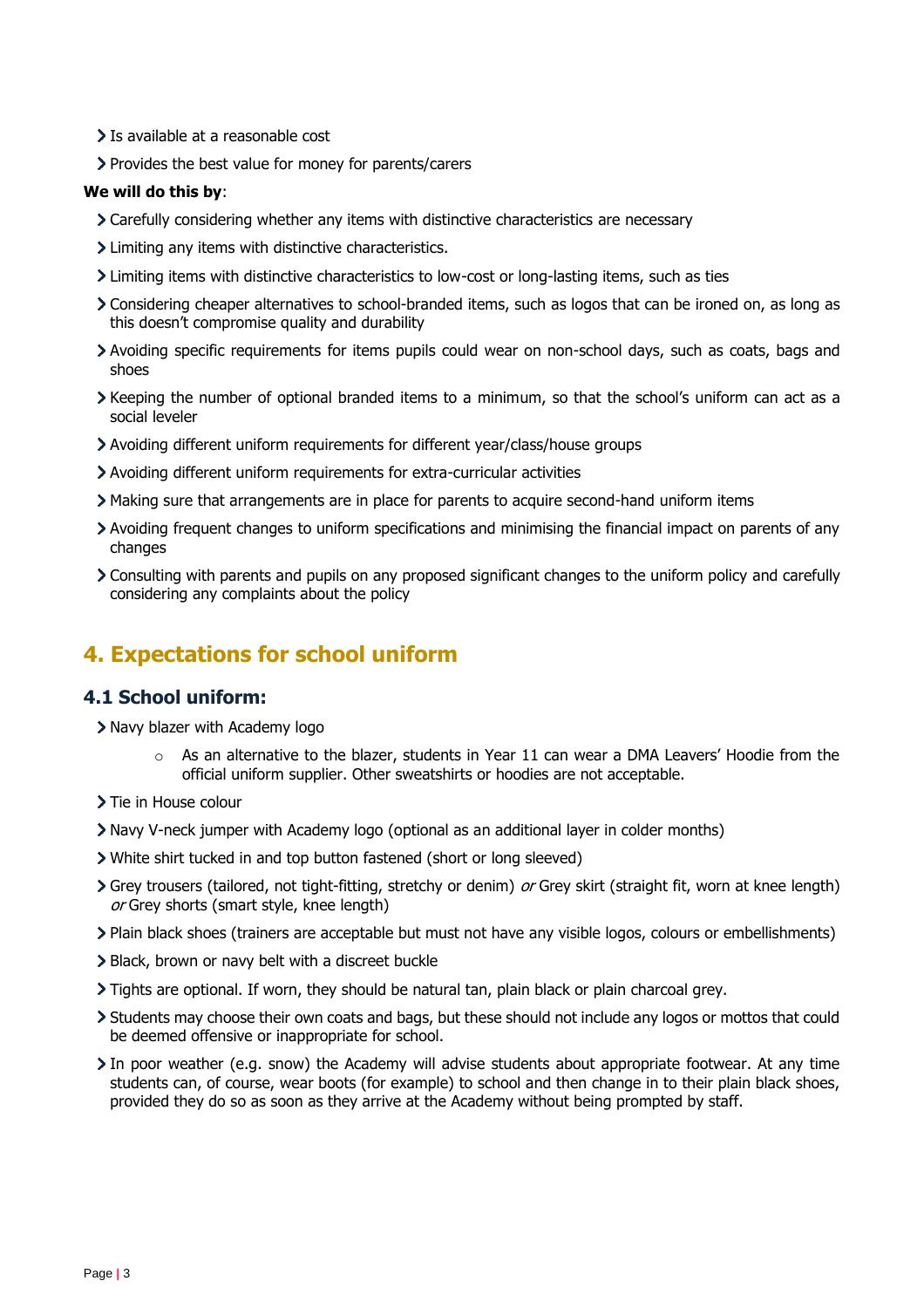- Is available at a reasonable cost
- Provides the best value for money for parents/carers

**We will do this by**:

- Carefully considering whether any items with distinctive characteristics are necessary
- Limiting any items with distinctive characteristics.
- Limiting items with distinctive characteristics to low-cost or long-lasting items, such as ties
- Considering cheaper alternatives to school-branded items, such as logos that can be ironed on, as long as this doesn't compromise quality and durability
- Avoiding specific requirements for items pupils could wear on non-school days, such as coats, bags and shoes
- Keeping the number of optional branded items to a minimum, so that the school's uniform can act as a social leveler
- Avoiding different uniform requirements for different year/class/house groups
- Avoiding different uniform requirements for extra-curricular activities
- Making sure that arrangements are in place for parents to acquire second-hand uniform items
- Avoiding frequent changes to uniform specifications and minimising the financial impact on parents of any changes
- Consulting with parents and pupils on any proposed significant changes to the uniform policy and carefully considering any complaints about the policy

## 4. Expectations for school uniform

### 4.1 School uniform:

- Navy blazer with Academy logo
  - As an alternative to the blazer, students in Year 11 can wear a DMA Leavers' Hoodie from the official uniform supplier. Other sweatshirts or hoodies are not acceptable.
- Tie in House colour
- Navy V-neck jumper with Academy logo (optional as an additional layer in colder months)
- White shirt tucked in and top button fastened (short or long sleeved)
- Grey trousers (tailored, not tight-fitting, stretchy or denim) *or* Grey skirt (straight fit, worn at knee length) *or* Grey shorts (smart style, knee length)
- Plain black shoes (trainers are acceptable but must not have any visible logos, colours or embellishments)
- Black, brown or navy belt with a discreet buckle
- Tights are optional. If worn, they should be natural tan, plain black or plain charcoal grey.
- Students may choose their own coats and bags, but these should not include any logos or mottos that could be deemed offensive or inappropriate for school.
- In poor weather (e.g. snow) the Academy will advise students about appropriate footwear. At any time students can, of course, wear boots (for example) to school and then change in to their plain black shoes, provided they do so as soon as they arrive at the Academy without being prompted by staff.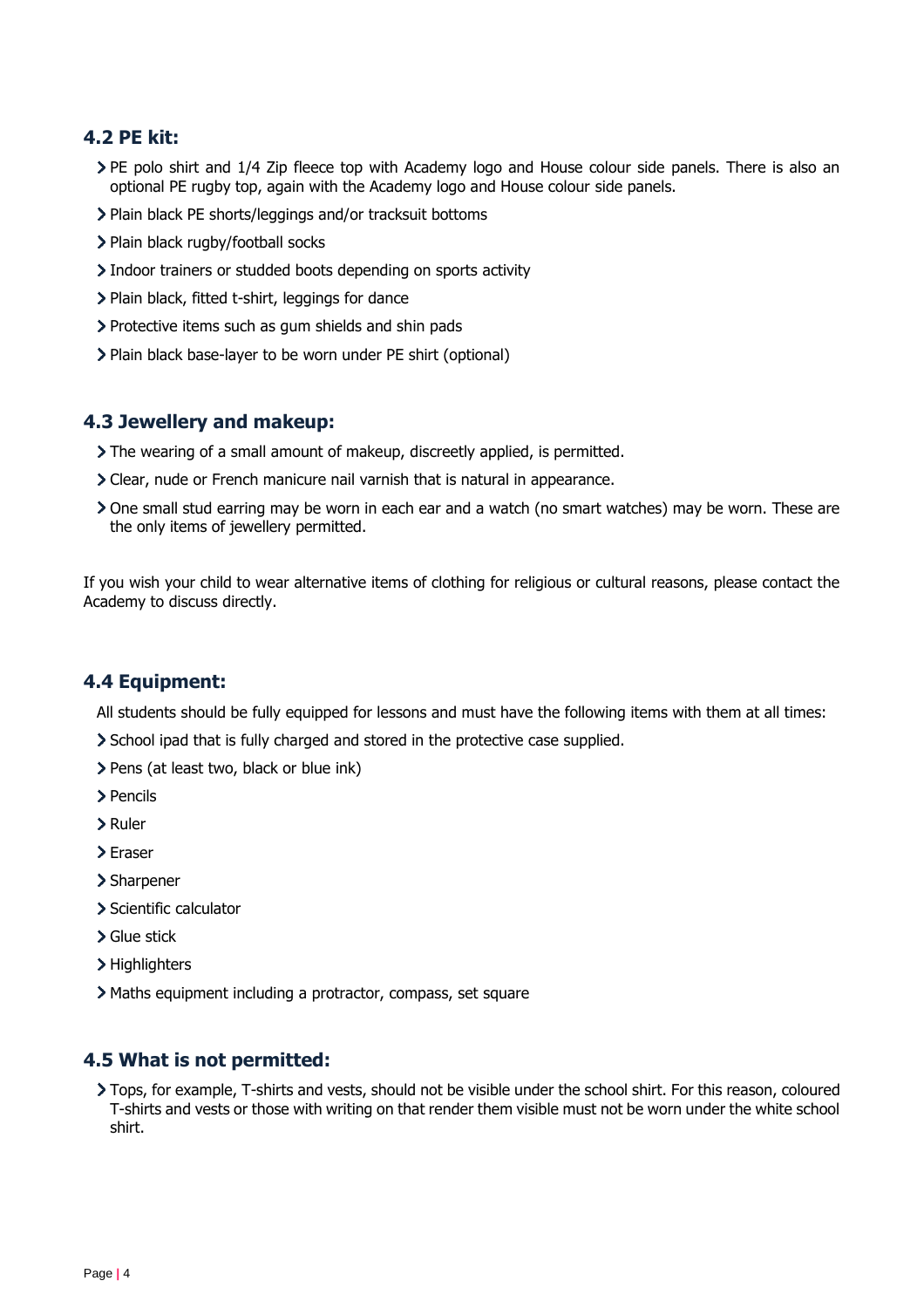### 4.2 PE kit:

- PE polo shirt and 1/4 Zip fleece top with Academy logo and House colour side panels. There is also an optional PE rugby top, again with the Academy logo and House colour side panels.
- Plain black PE shorts/leggings and/or tracksuit bottoms
- Plain black rugby/football socks
- Indoor trainers or studded boots depending on sports activity
- Plain black, fitted t-shirt, leggings for dance
- Protective items such as gum shields and shin pads
- Plain black base-layer to be worn under PE shirt (optional)

### 4.3 Jewellery and makeup:

- The wearing of a small amount of makeup, discreetly applied, is permitted.
- Clear, nude or French manicure nail varnish that is natural in appearance.
- One small stud earring may be worn in each ear and a watch (no smart watches) may be worn. These are the only items of jewellery permitted.

If you wish your child to wear alternative items of clothing for religious or cultural reasons, please contact the Academy to discuss directly.

### 4.4 Equipment:

All students should be fully equipped for lessons and must have the following items with them at all times:

- School ipad that is fully charged and stored in the protective case supplied.
- Pens (at least two, black or blue ink)
- Pencils
- Ruler
- Eraser
- Sharpener
- Scientific calculator
- Glue stick
- Highlighters
- Maths equipment including a protractor, compass, set square

### 4.5 What is not permitted:

- Tops, for example, T-shirts and vests, should not be visible under the school shirt. For this reason, coloured T-shirts and vests or those with writing on that render them visible must not be worn under the white school shirt.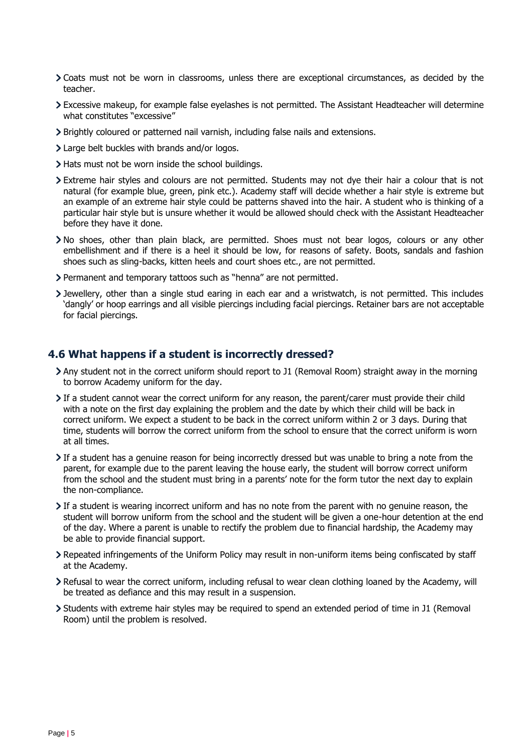- Coats must not be worn in classrooms, unless there are exceptional circumstances, as decided by the teacher.
- Excessive makeup, for example false eyelashes is not permitted. The Assistant Headteacher will determine what constitutes "excessive"
- Brightly coloured or patterned nail varnish, including false nails and extensions.
- Large belt buckles with brands and/or logos.
- Hats must not be worn inside the school buildings.
- Extreme hair styles and colours are not permitted. Students may not dye their hair a colour that is not natural (for example blue, green, pink etc.). Academy staff will decide whether a hair style is extreme but an example of an extreme hair style could be patterns shaved into the hair. A student who is thinking of a particular hair style but is unsure whether it would be allowed should check with the Assistant Headteacher before they have it done.
- No shoes, other than plain black, are permitted. Shoes must not bear logos, colours or any other embellishment and if there is a heel it should be low, for reasons of safety. Boots, sandals and fashion shoes such as sling-backs, kitten heels and court shoes etc., are not permitted.
- Permanent and temporary tattoos such as "henna" are not permitted.
- Jewellery, other than a single stud earing in each ear and a wristwatch, is not permitted. This includes 'dangly' or hoop earrings and all visible piercings including facial piercings. Retainer bars are not acceptable for facial piercings.

## 4.6 What happens if a student is incorrectly dressed?

- Any student not in the correct uniform should report to J1 (Removal Room) straight away in the morning to borrow Academy uniform for the day.
- If a student cannot wear the correct uniform for any reason, the parent/carer must provide their child with a note on the first day explaining the problem and the date by which their child will be back in correct uniform. We expect a student to be back in the correct uniform within 2 or 3 days. During that time, students will borrow the correct uniform from the school to ensure that the correct uniform is worn at all times.
- If a student has a genuine reason for being incorrectly dressed but was unable to bring a note from the parent, for example due to the parent leaving the house early, the student will borrow correct uniform from the school and the student must bring in a parents' note for the form tutor the next day to explain the non-compliance.
- If a student is wearing incorrect uniform and has no note from the parent with no genuine reason, the student will borrow uniform from the school and the student will be given a one-hour detention at the end of the day. Where a parent is unable to rectify the problem due to financial hardship, the Academy may be able to provide financial support.
- Repeated infringements of the Uniform Policy may result in non-uniform items being confiscated by staff at the Academy.
- Refusal to wear the correct uniform, including refusal to wear clean clothing loaned by the Academy, will be treated as defiance and this may result in a suspension.
- Students with extreme hair styles may be required to spend an extended period of time in J1 (Removal Room) until the problem is resolved.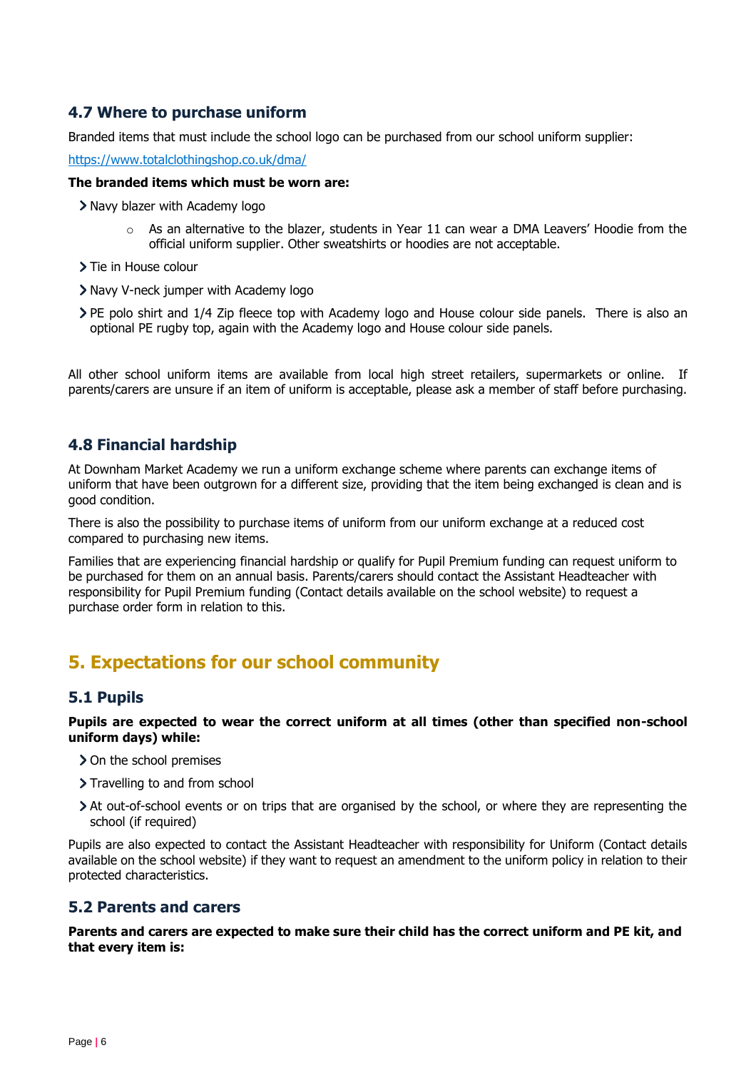### 4.7 Where to purchase uniform

Branded items that must include the school logo can be purchased from our school uniform supplier:

https://www.totalclothingshop.co.uk/dma/

**The branded items which must be worn are:**

- Navy blazer with Academy logo
  - As an alternative to the blazer, students in Year 11 can wear a DMA Leavers' Hoodie from the official uniform supplier. Other sweatshirts or hoodies are not acceptable.
- Tie in House colour
- Navy V-neck jumper with Academy logo
- PE polo shirt and 1/4 Zip fleece top with Academy logo and House colour side panels. There is also an optional PE rugby top, again with the Academy logo and House colour side panels.

All other school uniform items are available from local high street retailers, supermarkets or online. If parents/carers are unsure if an item of uniform is acceptable, please ask a member of staff before purchasing.

### 4.8 Financial hardship

At Downham Market Academy we run a uniform exchange scheme where parents can exchange items of uniform that have been outgrown for a different size, providing that the item being exchanged is clean and is good condition.

There is also the possibility to purchase items of uniform from our uniform exchange at a reduced cost compared to purchasing new items.

Families that are experiencing financial hardship or qualify for Pupil Premium funding can request uniform to be purchased for them on an annual basis. Parents/carers should contact the Assistant Headteacher with responsibility for Pupil Premium funding (Contact details available on the school website) to request a purchase order form in relation to this.

## 5. Expectations for our school community

### 5.1 Pupils

**Pupils are expected to wear the correct uniform at all times (other than specified non-school uniform days) while:**

- On the school premises
- Travelling to and from school
- At out-of-school events or on trips that are organised by the school, or where they are representing the school (if required)

Pupils are also expected to contact the Assistant Headteacher with responsibility for Uniform (Contact details available on the school website) if they want to request an amendment to the uniform policy in relation to their protected characteristics.

### 5.2 Parents and carers

**Parents and carers are expected to make sure their child has the correct uniform and PE kit, and that every item is:**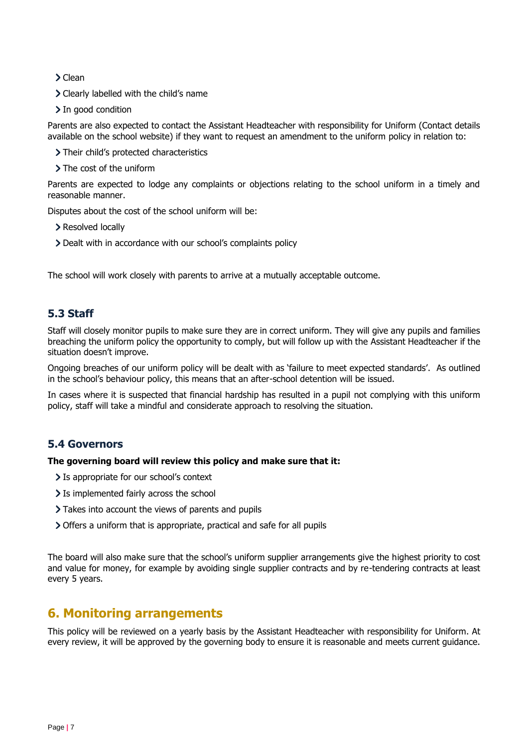- Clean
- Clearly labelled with the child's name
- In good condition

Parents are also expected to contact the Assistant Headteacher with responsibility for Uniform (Contact details available on the school website) if they want to request an amendment to the uniform policy in relation to:

- Their child's protected characteristics
- The cost of the uniform

Parents are expected to lodge any complaints or objections relating to the school uniform in a timely and reasonable manner.

Disputes about the cost of the school uniform will be:

- Resolved locally
- Dealt with in accordance with our school's complaints policy

The school will work closely with parents to arrive at a mutually acceptable outcome.

### 5.3 Staff

Staff will closely monitor pupils to make sure they are in correct uniform. They will give any pupils and families breaching the uniform policy the opportunity to comply, but will follow up with the Assistant Headteacher if the situation doesn't improve.

Ongoing breaches of our uniform policy will be dealt with as 'failure to meet expected standards'. As outlined in the school's behaviour policy, this means that an after-school detention will be issued.

In cases where it is suspected that financial hardship has resulted in a pupil not complying with this uniform policy, staff will take a mindful and considerate approach to resolving the situation.

### 5.4 Governors

**The governing board will review this policy and make sure that it:**

- Is appropriate for our school's context
- Is implemented fairly across the school
- Takes into account the views of parents and pupils
- Offers a uniform that is appropriate, practical and safe for all pupils

The board will also make sure that the school's uniform supplier arrangements give the highest priority to cost and value for money, for example by avoiding single supplier contracts and by re-tendering contracts at least every 5 years.

## 6. Monitoring arrangements

This policy will be reviewed on a yearly basis by the Assistant Headteacher with responsibility for Uniform. At every review, it will be approved by the governing body to ensure it is reasonable and meets current guidance.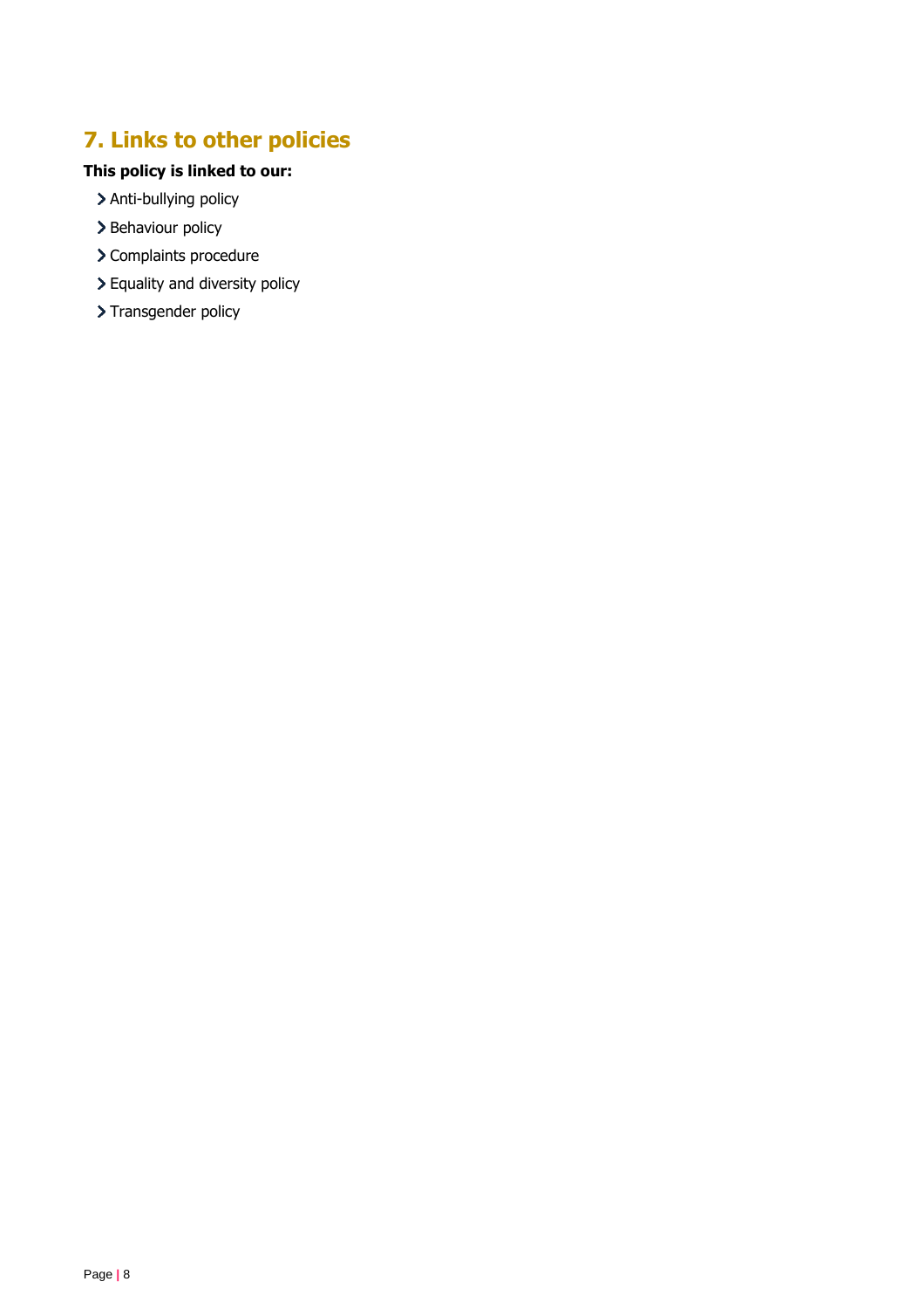## 7. Links to other policies

**This policy is linked to our:**

- Anti-bullying policy
- Behaviour policy
- Complaints procedure
- Equality and diversity policy
- Transgender policy